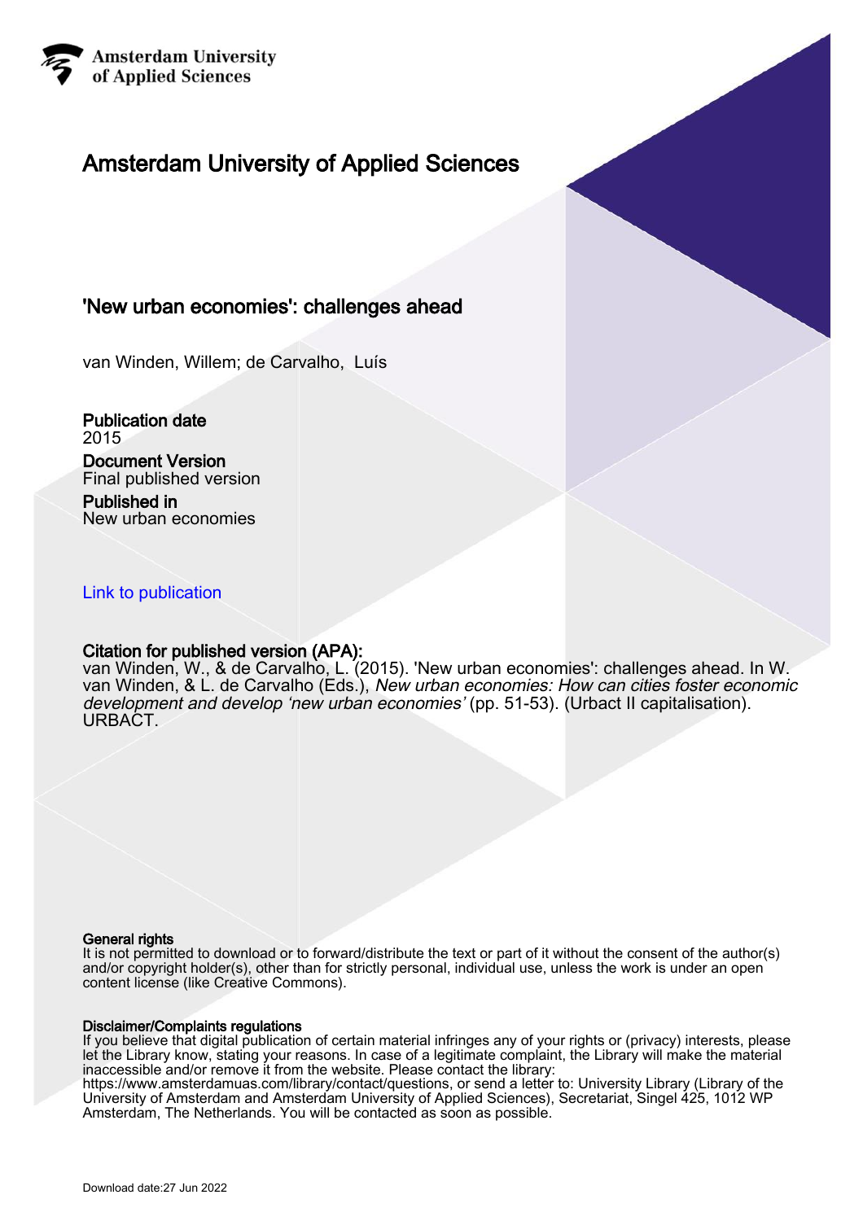Amsterdam University
of Applied Sciences

# Amsterdam University of Applied Sciences

## 'New urban economies': challenges ahead

van Winden, Willem; de Carvalho, Luís

**Publication date**
2015

**Document Version**
Final published version

**Published in**
New urban economies

Link to publication

**Citation for published version (APA):**
van Winden, W., & de Carvalho, L. (2015). 'New urban economies': challenges ahead. In W. van Winden, & L. de Carvalho (Eds.), *New urban economies: How can cities foster economic development and develop 'new urban economies'* (pp. 51-53). (Urbact II capitalisation). URBACT.

**General rights**
It is not permitted to download or to forward/distribute the text or part of it without the consent of the author(s) and/or copyright holder(s), other than for strictly personal, individual use, unless the work is under an open content license (like Creative Commons).

**Disclaimer/Complaints regulations**
If you believe that digital publication of certain material infringes any of your rights or (privacy) interests, please let the Library know, stating your reasons. In case of a legitimate complaint, the Library will make the material inaccessible and/or remove it from the website. Please contact the library: https://www.amsterdamuas.com/library/contact/questions, or send a letter to: University Library (Library of the University of Amsterdam and Amsterdam University of Applied Sciences), Secretariat, Singel 425, 1012 WP Amsterdam, The Netherlands. You will be contacted as soon as possible.

Download date:27 Jun 2022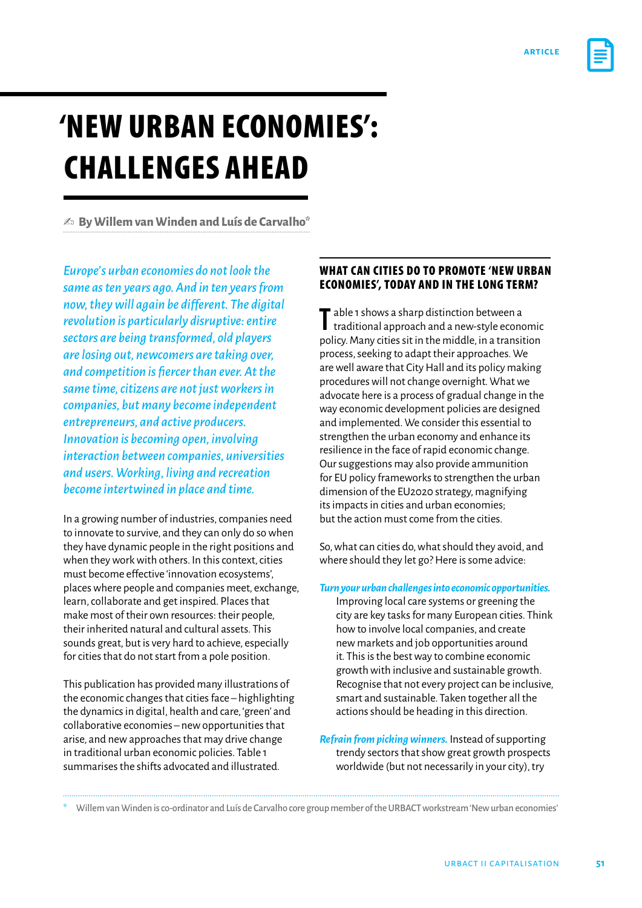# 'NEW URBAN ECONOMIES': CHALLENGES AHEAD

✍ By Willem van Winden and Luís de Carvalho*

*Europe's urban economies do not look the same as ten years ago. And in ten years from now, they will again be different. The digital revolution is particularly disruptive: entire sectors are being transformed, old players are losing out, newcomers are taking over, and competition is fiercer than ever. At the same time, citizens are not just workers in companies, but many become independent entrepreneurs, and active producers. Innovation is becoming open, involving interaction between companies, universities and users. Working, living and recreation become intertwined in place and time.*

In a growing number of industries, companies need to innovate to survive, and they can only do so when they have dynamic people in the right positions and when they work with others. In this context, cities must become effective 'innovation ecosystems', places where people and companies meet, exchange, learn, collaborate and get inspired. Places that make most of their own resources: their people, their inherited natural and cultural assets. This sounds great, but is very hard to achieve, especially for cities that do not start from a pole position.

This publication has provided many illustrations of the economic changes that cities face – highlighting the dynamics in digital, health and care, 'green' and collaborative economies – new opportunities that arise, and new approaches that may drive change in traditional urban economic policies. Table 1 summarises the shifts advocated and illustrated.

## WHAT CAN CITIES DO TO PROMOTE 'NEW URBAN ECONOMIES', TODAY AND IN THE LONG TERM?

Table 1 shows a sharp distinction between a traditional approach and a new-style economic policy. Many cities sit in the middle, in a transition process, seeking to adapt their approaches. We are well aware that City Hall and its policy making procedures will not change overnight. What we advocate here is a process of gradual change in the way economic development policies are designed and implemented. We consider this essential to strengthen the urban economy and enhance its resilience in the face of rapid economic change. Our suggestions may also provide ammunition for EU policy frameworks to strengthen the urban dimension of the EU2020 strategy, magnifying its impacts in cities and urban economies; but the action must come from the cities.

So, what can cities do, what should they avoid, and where should they let go? Here is some advice:

***Turn your urban challenges into economic opportunities.*** Improving local care systems or greening the city are key tasks for many European cities. Think how to involve local companies, and create new markets and job opportunities around it. This is the best way to combine economic growth with inclusive and sustainable growth. Recognise that not every project can be inclusive, smart and sustainable. Taken together all the actions should be heading in this direction.

***Refrain from picking winners.*** Instead of supporting trendy sectors that show great growth prospects worldwide (but not necessarily in your city), try

\* Willem van Winden is co-ordinator and Luís de Carvalho core group member of the URBACT workstream 'New urban economies'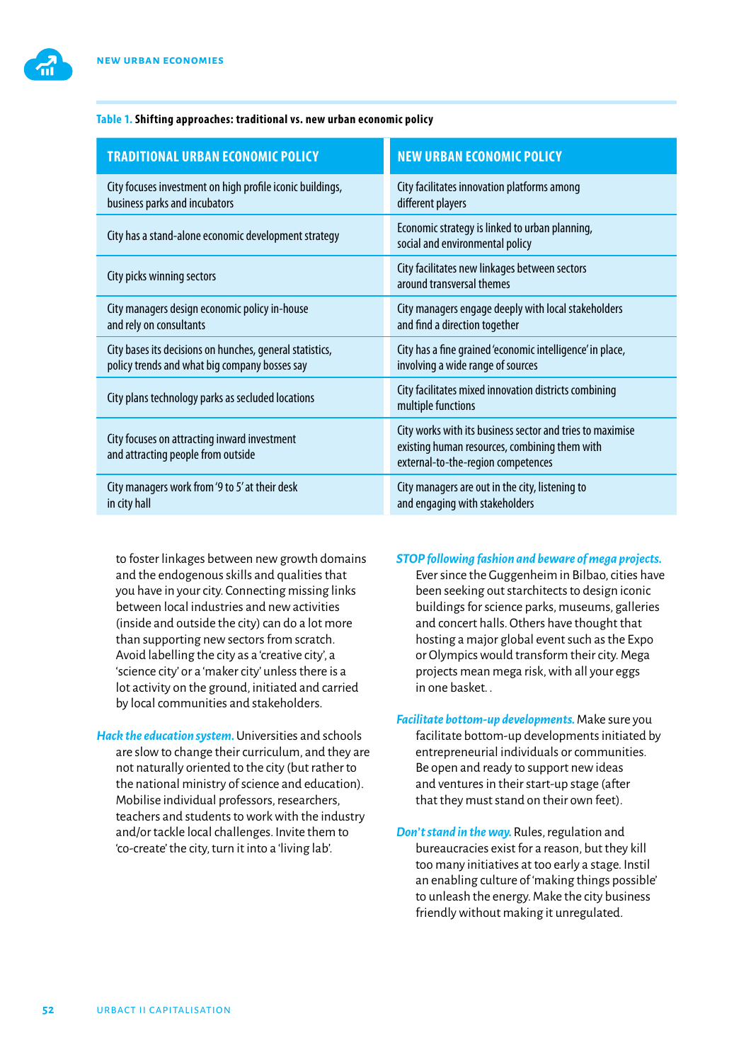**Table 1.** **Shifting approaches: traditional vs. new urban economic policy**

| TRADITIONAL URBAN ECONOMIC POLICY | NEW URBAN ECONOMIC POLICY |
|---|---|
| City focuses investment on high profile iconic buildings, business parks and incubators | City facilitates innovation platforms among different players |
| City has a stand-alone economic development strategy | Economic strategy is linked to urban planning, social and environmental policy |
| City picks winning sectors | City facilitates new linkages between sectors around transversal themes |
| City managers design economic policy in-house and rely on consultants | City managers engage deeply with local stakeholders and find a direction together |
| City bases its decisions on hunches, general statistics, policy trends and what big company bosses say | City has a fine grained 'economic intelligence' in place, involving a wide range of sources |
| City plans technology parks as secluded locations | City facilitates mixed innovation districts combining multiple functions |
| City focuses on attracting inward investment and attracting people from outside | City works with its business sector and tries to maximise existing human resources, combining them with external-to-the-region competences |
| City managers work from '9 to 5' at their desk in city hall | City managers are out in the city, listening to and engaging with stakeholders |

to foster linkages between new growth domains and the endogenous skills and qualities that you have in your city. Connecting missing links between local industries and new activities (inside and outside the city) can do a lot more than supporting new sectors from scratch. Avoid labelling the city as a 'creative city', a 'science city' or a 'maker city' unless there is a lot activity on the ground, initiated and carried by local communities and stakeholders.

***Hack the education system.*** Universities and schools are slow to change their curriculum, and they are not naturally oriented to the city (but rather to the national ministry of science and education). Mobilise individual professors, researchers, teachers and students to work with the industry and/or tackle local challenges. Invite them to 'co-create' the city, turn it into a 'living lab'.

***STOP following fashion and beware of mega projects.*** Ever since the Guggenheim in Bilbao, cities have been seeking out starchitects to design iconic buildings for science parks, museums, galleries and concert halls. Others have thought that hosting a major global event such as the Expo or Olympics would transform their city. Mega projects mean mega risk, with all your eggs in one basket. .

***Facilitate bottom-up developments.*** Make sure you facilitate bottom-up developments initiated by entrepreneurial individuals or communities. Be open and ready to support new ideas and ventures in their start-up stage (after that they must stand on their own feet).

***Don't stand in the way.*** Rules, regulation and bureaucracies exist for a reason, but they kill too many initiatives at too early a stage. Instil an enabling culture of 'making things possible' to unleash the energy. Make the city business friendly without making it unregulated.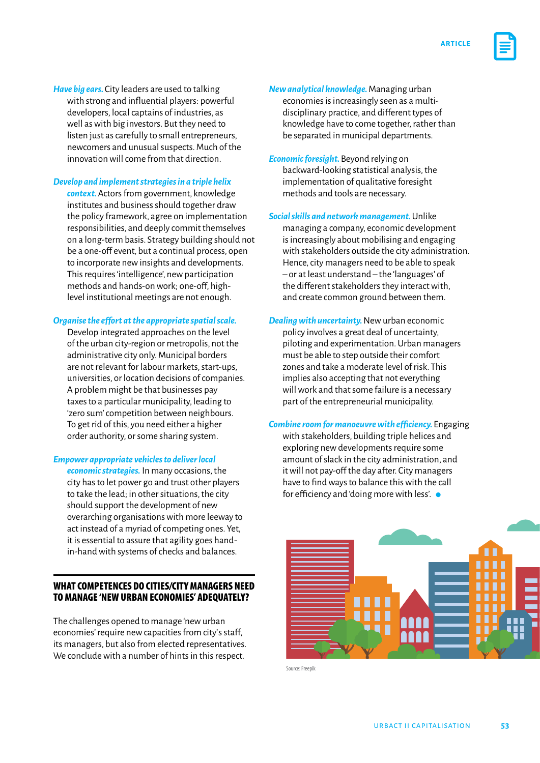***Have big ears.*** City leaders are used to talking with strong and influential players: powerful developers, local captains of industries, as well as with big investors. But they need to listen just as carefully to small entrepreneurs, newcomers and unusual suspects. Much of the innovation will come from that direction.

***Develop and implement strategies in a triple helix context.*** Actors from government, knowledge institutes and business should together draw the policy framework, agree on implementation responsibilities, and deeply commit themselves on a long-term basis. Strategy building should not be a one-off event, but a continual process, open to incorporate new insights and developments. This requires 'intelligence', new participation methods and hands-on work; one-off, high-level institutional meetings are not enough.

***Organise the effort at the appropriate spatial scale.*** Develop integrated approaches on the level of the urban city-region or metropolis, not the administrative city only. Municipal borders are not relevant for labour markets, start-ups, universities, or location decisions of companies. A problem might be that businesses pay taxes to a particular municipality, leading to 'zero sum' competition between neighbours. To get rid of this, you need either a higher order authority, or some sharing system.

***Empower appropriate vehicles to deliver local economic strategies.*** In many occasions, the city has to let power go and trust other players to take the lead; in other situations, the city should support the development of new overarching organisations with more leeway to act instead of a myriad of competing ones. Yet, it is essential to assure that agility goes hand-in-hand with systems of checks and balances.

## WHAT COMPETENCES DO CITIES/CITY MANAGERS NEED TO MANAGE 'NEW URBAN ECONOMIES' ADEQUATELY?

The challenges opened to manage 'new urban economies' require new capacities from city's staff, its managers, but also from elected representatives. We conclude with a number of hints in this respect.

***New analytical knowledge.*** Managing urban economies is increasingly seen as a multi-disciplinary practice, and different types of knowledge have to come together, rather than be separated in municipal departments.

***Economic foresight.*** Beyond relying on backward-looking statistical analysis, the implementation of qualitative foresight methods and tools are necessary.

***Social skills and network management.*** Unlike managing a company, economic development is increasingly about mobilising and engaging with stakeholders outside the city administration. Hence, city managers need to be able to speak – or at least understand – the 'languages' of the different stakeholders they interact with, and create common ground between them.

***Dealing with uncertainty.*** New urban economic policy involves a great deal of uncertainty, piloting and experimentation. Urban managers must be able to step outside their comfort zones and take a moderate level of risk. This implies also accepting that not everything will work and that some failure is a necessary part of the entrepreneurial municipality.

***Combine room for manoeuvre with efficiency.*** Engaging with stakeholders, building triple helices and exploring new developments require some amount of slack in the city administration, and it will not pay-off the day after. City managers have to find ways to balance this with the call for efficiency and 'doing more with less'.

Source: Freepik